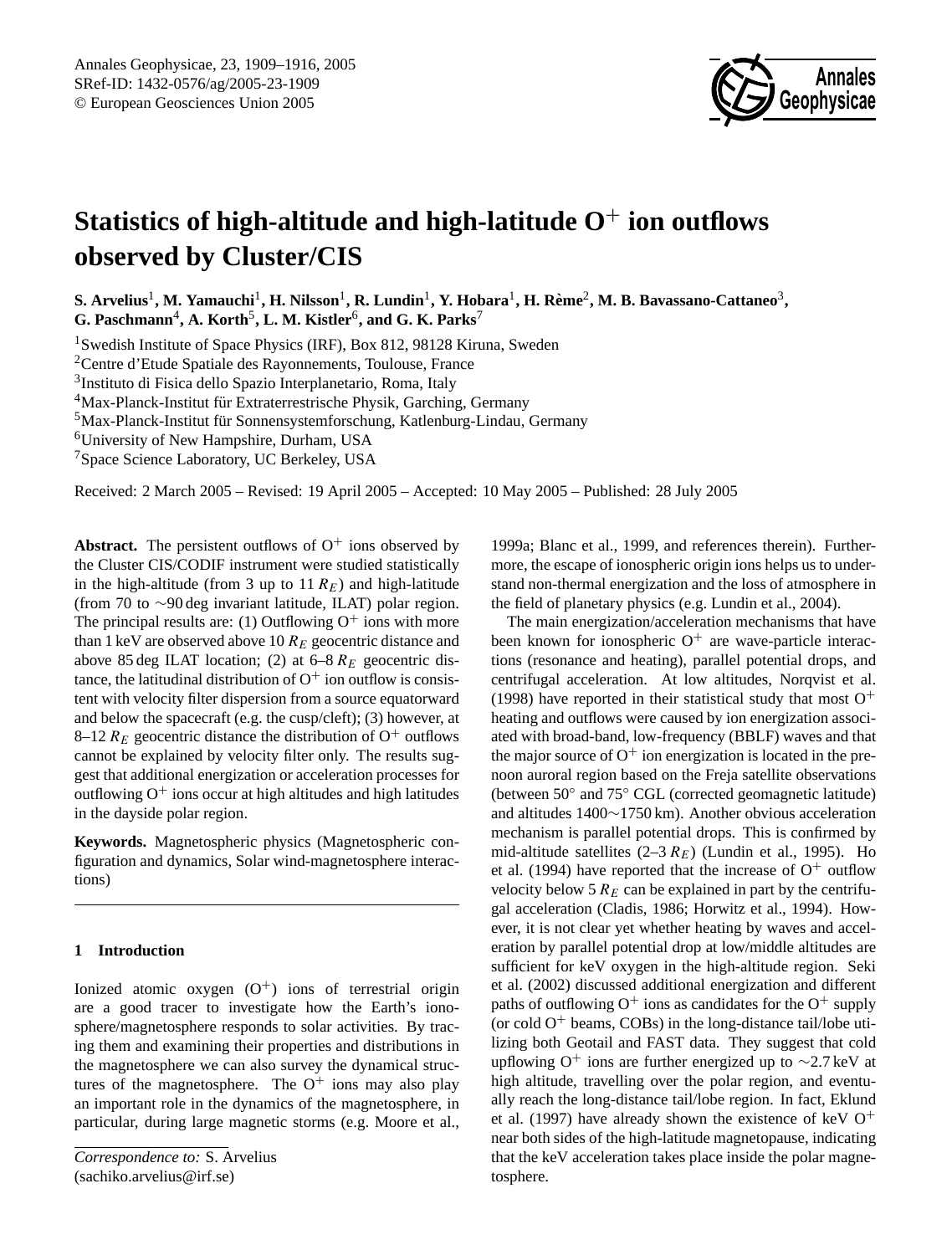# Statistics of high-altitude and high-latitude $O^+$ ion outflows observed by Cluster/CIS

**S. Arvelius[1], M. Yamauchi[1], H. Nilsson[1], R. Lundin[1], Y. Hobara[1], H. Rème[2], M. B. Bavassano-Cattaneo[3], G. Paschmann[4], A. Korth[5], L. M. Kistler[6], and G. K. Parks[7]**

[1]Swedish Institute of Space Physics (IRF), Box 812, 98128 Kiruna, Sweden
[2]Centre d'Etude Spatiale des Rayonnements, Toulouse, France
[3]Instituto di Fisica dello Spazio Interplanetario, Roma, Italy
[4]Max-Planck-Institut für Extraterrestrische Physik, Garching, Germany
[5]Max-Planck-Institut für Sonnensystemforschung, Katlenburg-Lindau, Germany
[6]University of New Hampshire, Durham, USA
[7]Space Science Laboratory, UC Berkeley, USA

Received: 2 March 2005 – Revised: 19 April 2005 – Accepted: 10 May 2005 – Published: 28 July 2005

**Abstract.** The persistent outflows of $O^+$ ions observed by the Cluster CIS/CODIF instrument were studied statistically in the high-altitude (from 3 up to 11 $R_E$) and high-latitude (from 70 to ∼90 deg invariant latitude, ILAT) polar region. The principal results are: (1) Outflowing $O^+$ ions with more than 1 keV are observed above 10 $R_E$ geocentric distance and above 85 deg ILAT location; (2) at 6–8 $R_E$ geocentric distance, the latitudinal distribution of $O^+$ ion outflow is consistent with velocity filter dispersion from a source equatorward and below the spacecraft (e.g. the cusp/cleft); (3) however, at 8–12 $R_E$ geocentric distance the distribution of $O^+$ outflows cannot be explained by velocity filter only. The results suggest that additional energization or acceleration processes for outflowing $O^+$ ions occur at high altitudes and high latitudes in the dayside polar region.

**Keywords.** Magnetospheric physics (Magnetospheric configuration and dynamics, Solar wind-magnetosphere interactions)

## 1 Introduction

Ionized atomic oxygen ($O^+$) ions of terrestrial origin are a good tracer to investigate how the Earth's ionosphere/magnetosphere responds to solar activities. By tracing them and examining their properties and distributions in the magnetosphere we can also survey the dynamical structures of the magnetosphere. The $O^+$ ions may also play an important role in the dynamics of the magnetosphere, in particular, during large magnetic storms (e.g. Moore et al., 1999a; Blanc et al., 1999, and references therein). Furthermore, the escape of ionospheric origin ions helps us to understand non-thermal energization and the loss of atmosphere in the field of planetary physics (e.g. Lundin et al., 2004).

The main energization/acceleration mechanisms that have been known for ionospheric $O^+$ are wave-particle interactions (resonance and heating), parallel potential drops, and centrifugal acceleration. At low altitudes, Norqvist et al. (1998) have reported in their statistical study that most $O^+$ heating and outflows were caused by ion energization associated with broad-band, low-frequency (BBLF) waves and that the major source of $O^+$ ion energization is located in the prenoon auroral region based on the Freja satellite observations (between 50° and 75° CGL (corrected geomagnetic latitude) and altitudes 1400∼1750 km). Another obvious acceleration mechanism is parallel potential drops. This is confirmed by mid-altitude satellites (2–3 $R_E$) (Lundin et al., 1995). Ho et al. (1994) have reported that the increase of $O^+$ outflow velocity below 5 $R_E$ can be explained in part by the centrifugal acceleration (Cladis, 1986; Horwitz et al., 1994). However, it is not clear yet whether heating by waves and acceleration by parallel potential drop at low/middle altitudes are sufficient for keV oxygen in the high-altitude region. Seki et al. (2002) discussed additional energization and different paths of outflowing $O^+$ ions as candidates for the $O^+$ supply (or cold $O^+$ beams, COBs) in the long-distance tail/lobe utilizing both Geotail and FAST data. They suggest that cold upflowing $O^+$ ions are further energized up to ∼2.7 keV at high altitude, travelling over the polar region, and eventually reach the long-distance tail/lobe region. In fact, Eklund et al. (1997) have already shown the existence of keV $O^+$ near both sides of the high-latitude magnetopause, indicating that the keV acceleration takes place inside the polar magnetosphere.

*Correspondence to:* S. Arvelius
(sachiko.arvelius@irf.se)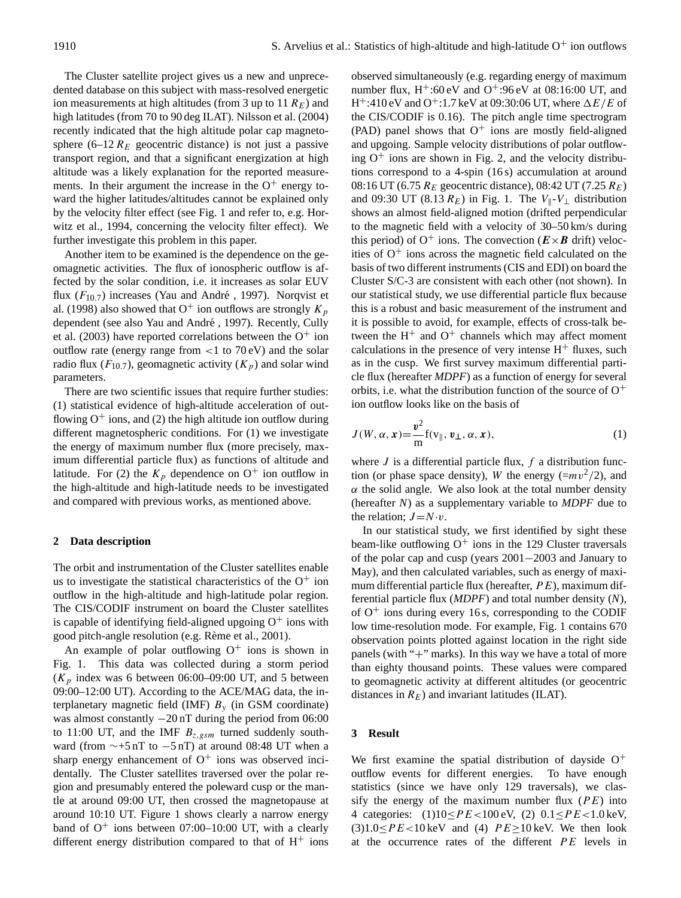The Cluster satellite project gives us a new and unprecedented database on this subject with mass-resolved energetic ion measurements at high altitudes (from 3 up to 11 $R_E$) and high latitudes (from 70 to 90 deg ILAT). Nilsson et al. (2004) recently indicated that the high altitude polar cap magnetosphere (6–12 $R_E$ geocentric distance) is not just a passive transport region, and that a significant energization at high altitude was a likely explanation for the reported measurements. In their argument the increase in the $O^+$ energy toward the higher latitudes/altitudes cannot be explained only by the velocity filter effect (see Fig. 1 and refer to, e.g. Horwitz et al., 1994, concerning the velocity filter effect). We further investigate this problem in this paper.

Another item to be examined is the dependence on the geomagnetic activities. The flux of ionospheric outflow is affected by the solar condition, i.e. it increases as solar EUV flux ($F_{10.7}$) increases (Yau and André , 1997). Norqvist et al. (1998) also showed that $O^+$ ion outflows are strongly $K_p$ dependent (see also Yau and André , 1997). Recently, Cully et al. (2003) have reported correlations between the $O^+$ ion outflow rate (energy range from <1 to 70 eV) and the solar radio flux ($F_{10.7}$), geomagnetic activity ($K_p$) and solar wind parameters.

There are two scientific issues that require further studies: (1) statistical evidence of high-altitude acceleration of outflowing $O^+$ ions, and (2) the high altitude ion outflow during different magnetospheric conditions. For (1) we investigate the energy of maximum number flux (more precisely, maximum differential particle flux) as functions of altitude and latitude. For (2) the $K_p$ dependence on $O^+$ ion outflow in the high-altitude and high-latitude needs to be investigated and compared with previous works, as mentioned above.

## 2 Data description

The orbit and instrumentation of the Cluster satellites enable us to investigate the statistical characteristics of the $O^+$ ion outflow in the high-altitude and high-latitude polar region. The CIS/CODIF instrument on board the Cluster satellites is capable of identifying field-aligned upgoing $O^+$ ions with good pitch-angle resolution (e.g. Rème et al., 2001).

An example of polar outflowing $O^+$ ions is shown in Fig. 1. This data was collected during a storm period ($K_p$ index was 6 between 06:00–09:00 UT, and 5 between 09:00–12:00 UT). According to the ACE/MAG data, the interplanetary magnetic field (IMF) $B_y$ (in GSM coordinate) was almost constantly −20 nT during the period from 06:00 to 11:00 UT, and the IMF $B_{z,gsm}$ turned suddenly southward (from ∼+5 nT to −5 nT) at around 08:48 UT when a sharp energy enhancement of $O^+$ ions was observed incidentally. The Cluster satellites traversed over the polar region and presumably entered the poleward cusp or the mantle at around 09:00 UT, then crossed the magnetopause at around 10:10 UT. Figure 1 shows clearly a narrow energy band of $O^+$ ions between 07:00–10:00 UT, with a clearly different energy distribution compared to that of $H^+$ ions observed simultaneously (e.g. regarding energy of maximum number flux, $H^+$:60 eV and $O^+$:96 eV at 08:16:00 UT, and $H^+$:410 eV and $O^+$:1.7 keV at 09:30:06 UT, where $\Delta E/E$ of the CIS/CODIF is 0.16). The pitch angle time spectrogram (PAD) panel shows that $O^+$ ions are mostly field-aligned and upgoing. Sample velocity distributions of polar outflowing $O^+$ ions are shown in Fig. 2, and the velocity distributions correspond to a 4-spin (16 s) accumulation at around 08:16 UT (6.75 $R_E$ geocentric distance), 08:42 UT (7.25 $R_E$) and 09:30 UT (8.13 $R_E$) in Fig. 1. The $V_\parallel$-$V_\perp$ distribution shows an almost field-aligned motion (drifted perpendicular to the magnetic field with a velocity of 30–50 km/s during this period) of $O^+$ ions. The convection ($\boldsymbol{E}\times\boldsymbol{B}$ drift) velocities of $O^+$ ions across the magnetic field calculated on the basis of two different instruments (CIS and EDI) on board the Cluster S/C-3 are consistent with each other (not shown). In our statistical study, we use differential particle flux because this is a robust and basic measurement of the instrument and it is possible to avoid, for example, effects of cross-talk between the $H^+$ and $O^+$ channels which may affect moment calculations in the presence of very intense $H^+$ fluxes, such as in the cusp. We first survey maximum differential particle flux (hereafter *MDPF*) as a function of energy for several orbits, i.e. what the distribution function of the source of $O^+$ ion outflow looks like on the basis of

$$J(W, \alpha, \boldsymbol{x}) = \frac{\boldsymbol{v}^2}{\mathrm{m}} \mathrm{f}(\mathrm{v}_\parallel, \boldsymbol{v}_\perp, \alpha, \boldsymbol{x}), \tag{1}$$

where $J$ is a differential particle flux, $f$ a distribution function (or phase space density), $W$ the energy ($=mv^2/2$), and $\alpha$ the solid angle. We also look at the total number density (hereafter $N$) as a supplementary variable to *MDPF* due to the relation; $J=N\cdot v$.

In our statistical study, we first identified by sight these beam-like outflowing $O^+$ ions in the 129 Cluster traversals of the polar cap and cusp (years 2001−2003 and January to May), and then calculated variables, such as energy of maximum differential particle flux (hereafter, $PE$), maximum differential particle flux (*MDPF*) and total number density ($N$), of $O^+$ ions during every 16 s, corresponding to the CODIF low time-resolution mode. For example, Fig. 1 contains 670 observation points plotted against location in the right side panels (with "+" marks). In this way we have a total of more than eighty thousand points. These values were compared to geomagnetic activity at different altitudes (or geocentric distances in $R_E$) and invariant latitudes (ILAT).

## 3 Result

We first examine the spatial distribution of dayside $O^+$ outflow events for different energies. To have enough statistics (since we have only 129 traversals), we classify the energy of the maximum number flux ($PE$) into 4 categories: (1) $10 \leq PE < 100$ eV, (2) $0.1 \leq PE < 1.0$ keV, (3) $1.0 \leq PE < 10$ keV and (4) $PE \geq 10$ keV. We then look at the occurrence rates of the different $PE$ levels in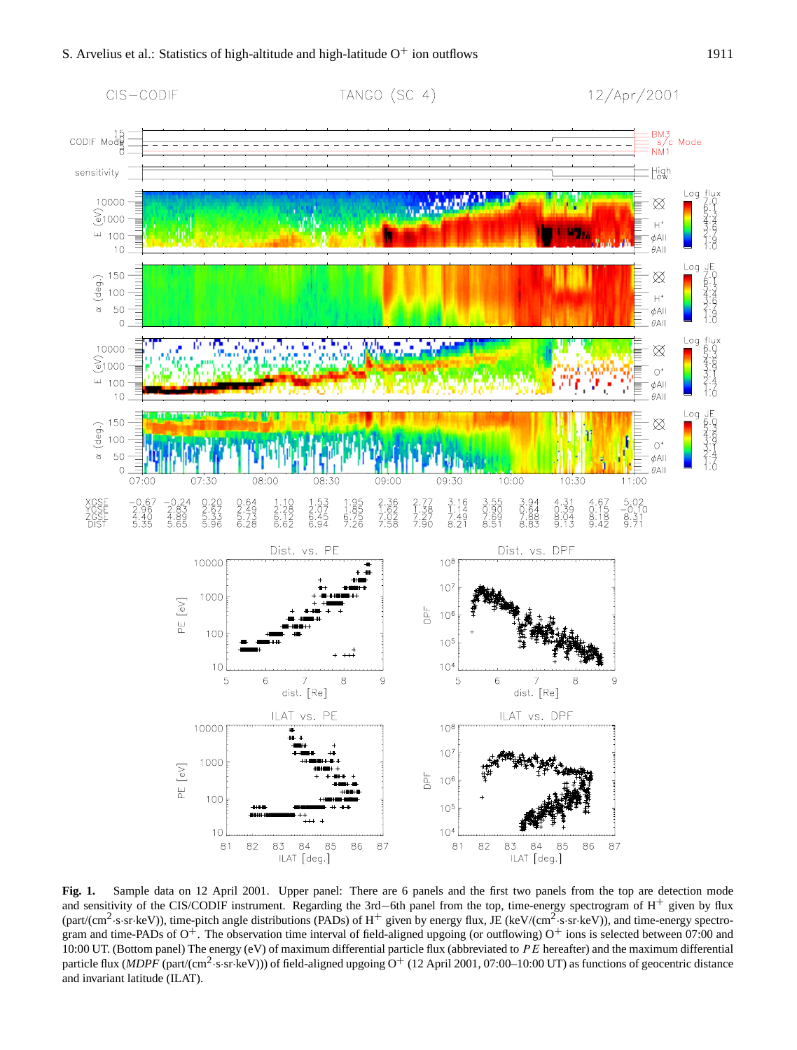**Fig. 1.** Sample data on 12 April 2001. Upper panel: There are 6 panels and the first two panels from the top are detection mode and sensitivity of the CIS/CODIF instrument. Regarding the 3rd−6th panel from the top, time-energy spectrogram of $H^+$ given by flux (part/($cm^2$·s·sr·keV)), time-pitch angle distributions (PADs) of $H^+$ given by energy flux, JE (keV/($cm^2$·s·sr·keV)), and time-energy spectrogram and time-PADs of $O^+$. The observation time interval of field-aligned upgoing (or outflowing) $O^+$ ions is selected between 07:00 and 10:00 UT. (Bottom panel) The energy (eV) of maximum differential particle flux (abbreviated to $PE$ hereafter) and the maximum differential particle flux (*MDPF* (part/($cm^2$·s·sr·keV))) of field-aligned upgoing $O^+$ (12 April 2001, 07:00–10:00 UT) as functions of geocentric distance and invariant latitude (ILAT).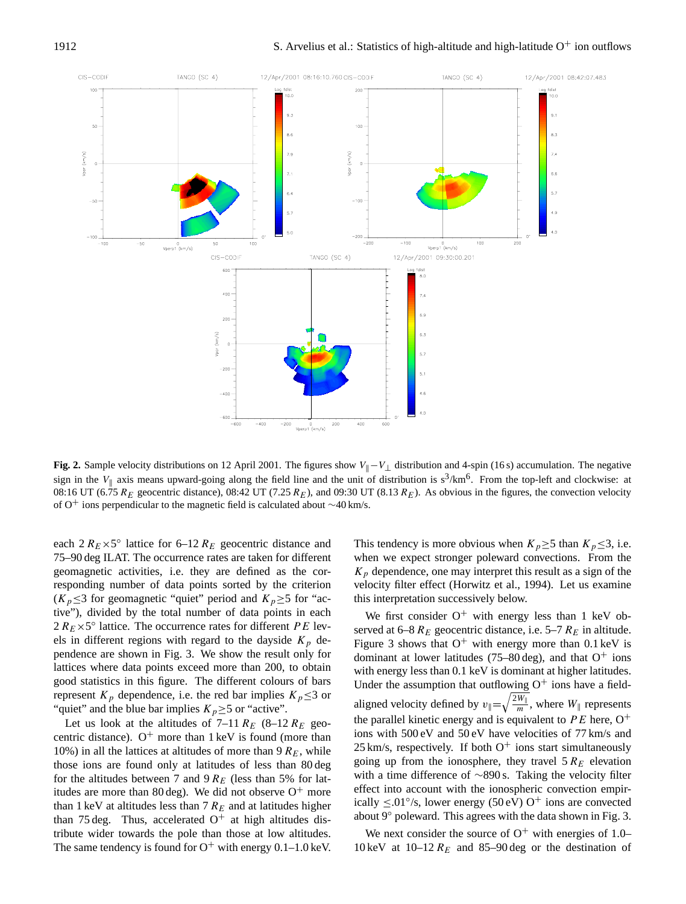**Fig. 2.** Sample velocity distributions on 12 April 2001. The figures show $V_{\parallel}-V_{\perp}$ distribution and 4-spin (16 s) accumulation. The negative sign in the $V_{\parallel}$ axis means upward-going along the field line and the unit of distribution is $s^3$/km$^6$. From the top-left and clockwise: at 08:16 UT (6.75 $R_E$ geocentric distance), 08:42 UT (7.25 $R_E$), and 09:30 UT (8.13 $R_E$). As obvious in the figures, the convection velocity of $O^+$ ions perpendicular to the magnetic field is calculated about ~40 km/s.

each 2 $R_E \times 5°$ lattice for 6–12 $R_E$ geocentric distance and 75–90 deg ILAT. The occurrence rates are taken for different geomagnetic activities, i.e. they are defined as the corresponding number of data points sorted by the criterion ($K_p \leq 3$ for geomagnetic "quiet" period and $K_p \geq 5$ for "active"), divided by the total number of data points in each 2 $R_E \times 5°$ lattice. The occurrence rates for different $PE$ levels in different regions with regard to the dayside $K_p$ dependence are shown in Fig. 3. We show the result only for lattices where data points exceed more than 200, to obtain good statistics in this figure. The different colours of bars represent $K_p$ dependence, i.e. the red bar implies $K_p \leq 3$ or "quiet" and the blue bar implies $K_p \geq 5$ or "active".

Let us look at the altitudes of 7–11 $R_E$ (8–12 $R_E$ geocentric distance). $O^+$ more than 1 keV is found (more than 10%) in all the lattices at altitudes of more than 9 $R_E$, while those ions are found only at latitudes of less than 80 deg for the altitudes between 7 and 9 $R_E$ (less than 5% for latitudes are more than 80 deg). We did not observe $O^+$ more than 1 keV at altitudes less than 7 $R_E$ and at latitudes higher than 75 deg. Thus, accelerated $O^+$ at high altitudes distribute wider towards the pole than those at low altitudes. The same tendency is found for $O^+$ with energy 0.1–1.0 keV. This tendency is more obvious when $K_p \geq 5$ than $K_p \leq 3$, i.e. when we expect stronger poleward convections. From the $K_p$ dependence, one may interpret this result as a sign of the velocity filter effect (Horwitz et al., 1994). Let us examine this interpretation successively below.

We first consider $O^+$ with energy less than 1 keV observed at 6–8 $R_E$ geocentric distance, i.e. 5–7 $R_E$ in altitude. Figure 3 shows that $O^+$ with energy more than 0.1 keV is dominant at lower latitudes (75–80 deg), and that $O^+$ ions with energy less than 0.1 keV is dominant at higher latitudes. Under the assumption that outflowing $O^+$ ions have a field-aligned velocity defined by $v_{\parallel}=\sqrt{\frac{2W_{\parallel}}{m}}$, where $W_{\parallel}$ represents the parallel kinetic energy and is equivalent to $PE$ here, $O^+$ ions with 500 eV and 50 eV have velocities of 77 km/s and 25 km/s, respectively. If both $O^+$ ions start simultaneously going up from the ionosphere, they travel 5 $R_E$ elevation with a time difference of ~890 s. Taking the velocity filter effect into account with the ionospheric convection empirically $\leq$.01°/s, lower energy (50 eV) $O^+$ ions are convected about 9° poleward. This agrees with the data shown in Fig. 3.

We next consider the source of $O^+$ with energies of 1.0–10 keV at 10–12 $R_E$ and 85–90 deg or the destination of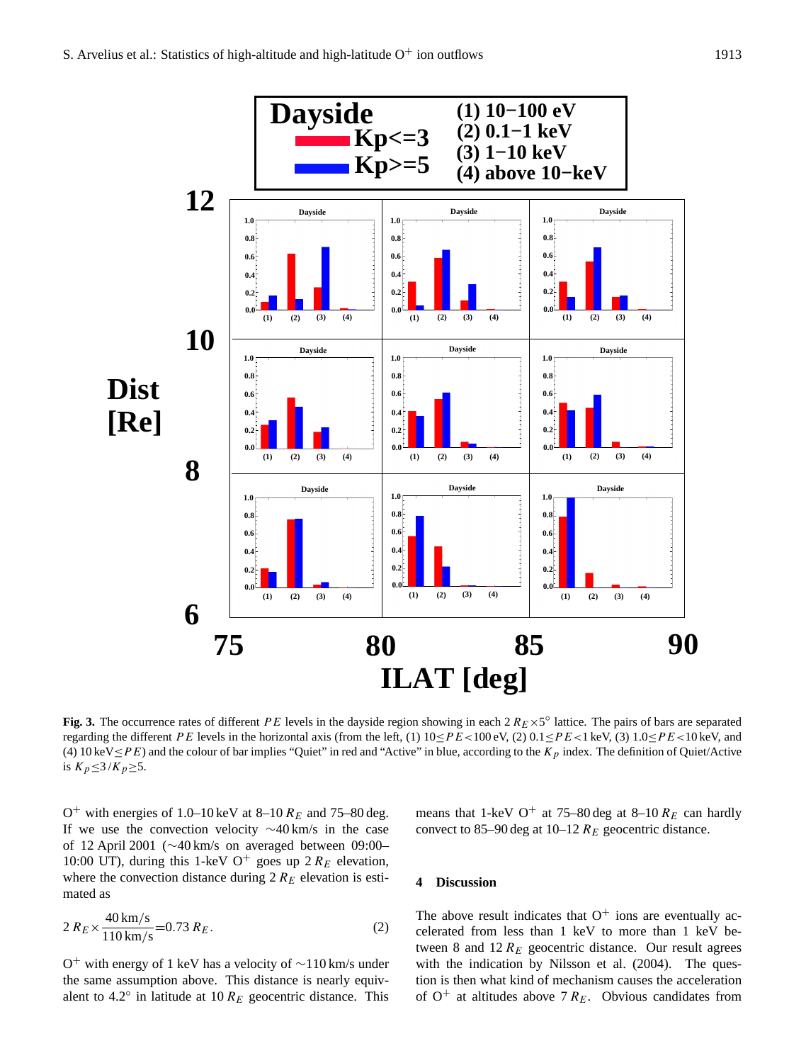**Fig. 3.** The occurrence rates of different $PE$ levels in the dayside region showing in each $2\,R_E \times 5°$ lattice. The pairs of bars are separated regarding the different $PE$ levels in the horizontal axis (from the left, (1) $10 \leq PE < 100$ eV, (2) $0.1 \leq PE < 1$ keV, (3) $1.0 \leq PE < 10$ keV, and (4) $10\,\text{keV} \leq PE$) and the colour of bar implies "Quiet" in red and "Active" in blue, according to the $K_p$ index. The definition of Quiet/Active is $K_p \leq 3 / K_p \geq 5$.

$O^+$ with energies of 1.0–10 keV at 8–10 $R_E$ and 75–80 deg. If we use the convection velocity ∼40 km/s in the case of 12 April 2001 (∼40 km/s on averaged between 09:00–10:00 UT), during this 1-keV $O^+$ goes up $2\,R_E$ elevation, where the convection distance during $2\,R_E$ elevation is estimated as

$$2\,R_E \times \frac{40\,\text{km/s}}{110\,\text{km/s}} = 0.73\,R_E. \tag{2}$$

$O^+$ with energy of 1 keV has a velocity of ∼110 km/s under the same assumption above. This distance is nearly equivalent to 4.2° in latitude at 10 $R_E$ geocentric distance. This means that 1-keV $O^+$ at 75–80 deg at 8–10 $R_E$ can hardly convect to 85–90 deg at 10–12 $R_E$ geocentric distance.

## 4 Discussion

The above result indicates that $O^+$ ions are eventually accelerated from less than 1 keV to more than 1 keV between 8 and 12 $R_E$ geocentric distance. Our result agrees with the indication by Nilsson et al. (2004). The question is then what kind of mechanism causes the acceleration of $O^+$ at altitudes above 7 $R_E$. Obvious candidates from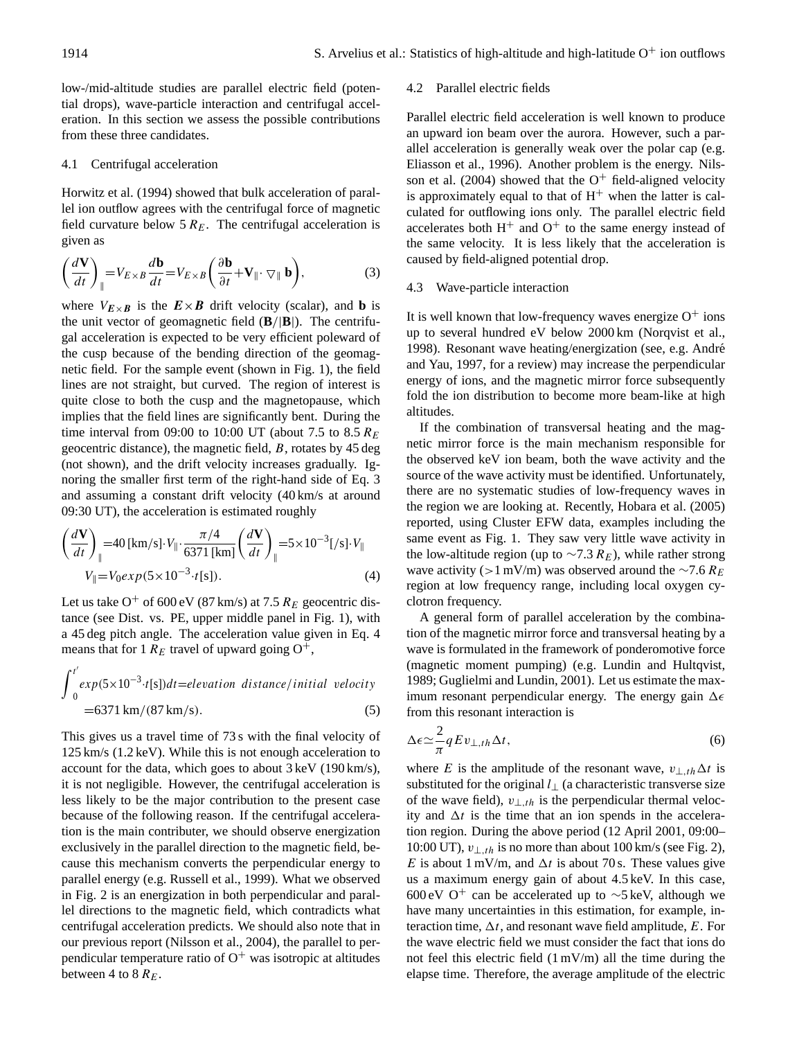low-/mid-altitude studies are parallel electric field (potential drops), wave-particle interaction and centrifugal acceleration. In this section we assess the possible contributions from these three candidates.

### 4.1 Centrifugal acceleration

Horwitz et al. (1994) showed that bulk acceleration of parallel ion outflow agrees with the centrifugal force of magnetic field curvature below 5 $R_E$. The centrifugal acceleration is given as

$$\left(\frac{d\mathbf{V}}{dt}\right)_{\parallel} = V_{E\times B}\frac{d\mathbf{b}}{dt} = V_{E\times B}\left(\frac{\partial \mathbf{b}}{\partial t} + \mathbf{V}_{\parallel}\cdot \nabla_{\parallel}\,\mathbf{b}\right), \tag{3}$$

where $V_{\boldsymbol{E}\times\boldsymbol{B}}$ is the $\boldsymbol{E}\times\boldsymbol{B}$ drift velocity (scalar), and $\mathbf{b}$ is the unit vector of geomagnetic field ($\mathbf{B}/|\mathbf{B}|$). The centrifugal acceleration is expected to be very efficient poleward of the cusp because of the bending direction of the geomagnetic field. For the sample event (shown in Fig. 1), the field lines are not straight, but curved. The region of interest is quite close to both the cusp and the magnetopause, which implies that the field lines are significantly bent. During the time interval from 09:00 to 10:00 UT (about 7.5 to 8.5 $R_E$ geocentric distance), the magnetic field, $B$, rotates by 45 deg (not shown), and the drift velocity increases gradually. Ignoring the smaller first term of the right-hand side of Eq. 3 and assuming a constant drift velocity (40 km/s at around 09:30 UT), the acceleration is estimated roughly

$$\left(\frac{d\mathbf{V}}{dt}\right)_{\parallel} = 40\,[\mathrm{km/s}]\cdot V_{\parallel}\cdot\frac{\pi/4}{6371\,[\mathrm{km}]}\left(\frac{d\mathbf{V}}{dt}\right)_{\parallel} = 5\times10^{-3}[/\mathrm{s}]\cdot V_{\parallel}$$
$$V_{\parallel} = V_0 exp(5\times10^{-3}\cdot t[\mathrm{s}]). \tag{4}$$

Let us take $O^+$ of 600 eV (87 km/s) at 7.5 $R_E$ geocentric distance (see Dist. vs. PE, upper middle panel in Fig. 1), with a 45 deg pitch angle. The acceleration value given in Eq. 4 means that for 1 $R_E$ travel of upward going $O^+$,

$$\int_0^{t'} exp(5\times10^{-3}\cdot t[\mathrm{s}])dt = elevation\ distance/initial\ velocity$$
$$= 6371\,\mathrm{km}/(87\,\mathrm{km/s}). \tag{5}$$

This gives us a travel time of 73 s with the final velocity of 125 km/s (1.2 keV). While this is not enough acceleration to account for the data, which goes to about 3 keV (190 km/s), it is not negligible. However, the centrifugal acceleration is less likely to be the major contribution to the present case because of the following reason. If the centrifugal acceleration is the main contributer, we should observe energization exclusively in the parallel direction to the magnetic field, because this mechanism converts the perpendicular energy to parallel energy (e.g. Russell et al., 1999). What we observed in Fig. 2 is an energization in both perpendicular and parallel directions to the magnetic field, which contradicts what centrifugal acceleration predicts. We should also note that in our previous report (Nilsson et al., 2004), the parallel to perpendicular temperature ratio of $O^+$ was isotropic at altitudes between 4 to 8 $R_E$.

### 4.2 Parallel electric fields

Parallel electric field acceleration is well known to produce an upward ion beam over the aurora. However, such a parallel acceleration is generally weak over the polar cap (e.g. Eliasson et al., 1996). Another problem is the energy. Nilsson et al. (2004) showed that the $O^+$ field-aligned velocity is approximately equal to that of $H^+$ when the latter is calculated for outflowing ions only. The parallel electric field accelerates both $H^+$ and $O^+$ to the same energy instead of the same velocity. It is less likely that the acceleration is caused by field-aligned potential drop.

### 4.3 Wave-particle interaction

It is well known that low-frequency waves energize $O^+$ ions up to several hundred eV below 2000 km (Norqvist et al., 1998). Resonant wave heating/energization (see, e.g. André and Yau, 1997, for a review) may increase the perpendicular energy of ions, and the magnetic mirror force subsequently fold the ion distribution to become more beam-like at high altitudes.

If the combination of transversal heating and the magnetic mirror force is the main mechanism responsible for the observed keV ion beam, both the wave activity and the source of the wave activity must be identified. Unfortunately, there are no systematic studies of low-frequency waves in the region we are looking at. Recently, Hobara et al. (2005) reported, using Cluster EFW data, examples including the same event as Fig. 1. They saw very little wave activity in the low-altitude region (up to $\sim$7.3 $R_E$), while rather strong wave activity (>1 mV/m) was observed around the $\sim$7.6 $R_E$ region at low frequency range, including local oxygen cyclotron frequency.

A general form of parallel acceleration by the combination of the magnetic mirror force and transversal heating by a wave is formulated in the framework of ponderomotive force (magnetic moment pumping) (e.g. Lundin and Hultqvist, 1989; Guglielmi and Lundin, 2001). Let us estimate the maximum resonant perpendicular energy. The energy gain $\Delta\epsilon$ from this resonant interaction is

$$\Delta\epsilon \simeq \frac{2}{\pi} qE v_{\perp,th}\Delta t, \tag{6}$$

where $E$ is the amplitude of the resonant wave, $v_{\perp,th}\Delta t$ is substituted for the original $l_{\perp}$ (a characteristic transverse size of the wave field), $v_{\perp,th}$ is the perpendicular thermal velocity and $\Delta t$ is the time that an ion spends in the acceleration region. During the above period (12 April 2001, 09:00–10:00 UT), $v_{\perp,th}$ is no more than about 100 km/s (see Fig. 2), $E$ is about 1 mV/m, and $\Delta t$ is about 70 s. These values give us a maximum energy gain of about 4.5 keV. In this case, 600 eV $O^+$ can be accelerated up to $\sim$5 keV, although we have many uncertainties in this estimation, for example, interaction time, $\Delta t$, and resonant wave field amplitude, $E$. For the wave electric field we must consider the fact that ions do not feel this electric field (1 mV/m) all the time during the elapse time. Therefore, the average amplitude of the electric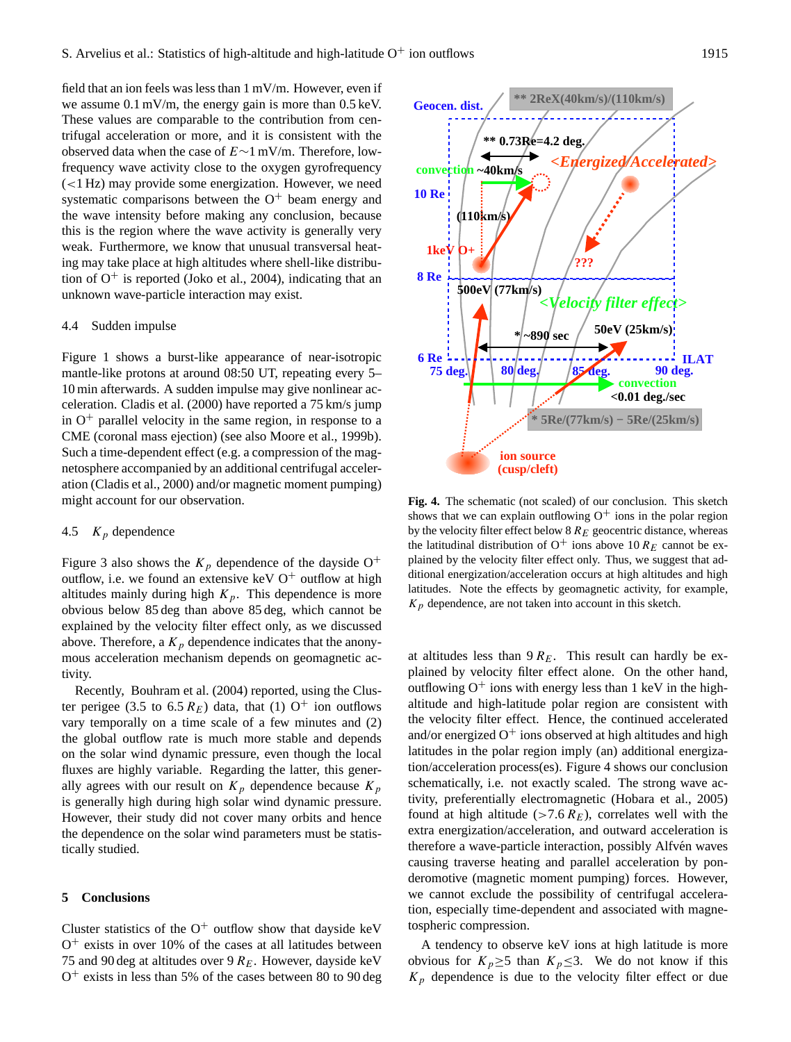field that an ion feels was less than 1 mV/m. However, even if we assume 0.1 mV/m, the energy gain is more than 0.5 keV. These values are comparable to the contribution from centrifugal acceleration or more, and it is consistent with the observed data when the case of $E\sim 1$ mV/m. Therefore, low-frequency wave activity close to the oxygen gyrofrequency (<1 Hz) may provide some energization. However, we need systematic comparisons between the $O^+$ beam energy and the wave intensity before making any conclusion, because this is the region where the wave activity is generally very weak. Furthermore, we know that unusual transversal heating may take place at high altitudes where shell-like distribution of $O^+$ is reported (Joko et al., 2004), indicating that an unknown wave-particle interaction may exist.

### 4.4 Sudden impulse

Figure 1 shows a burst-like appearance of near-isotropic mantle-like protons at around 08:50 UT, repeating every 5–10 min afterwards. A sudden impulse may give nonlinear acceleration. Cladis et al. (2000) have reported a 75 km/s jump in $O^+$ parallel velocity in the same region, in response to a CME (coronal mass ejection) (see also Moore et al., 1999b). Such a time-dependent effect (e.g. a compression of the magnetosphere accompanied by an additional centrifugal acceleration (Cladis et al., 2000) and/or magnetic moment pumping) might account for our observation.

### 4.5 $K_p$ dependence

Figure 3 also shows the $K_p$ dependence of the dayside $O^+$ outflow, i.e. we found an extensive keV $O^+$ outflow at high altitudes mainly during high $K_p$. This dependence is more obvious below 85 deg than above 85 deg, which cannot be explained by the velocity filter effect only, as we discussed above. Therefore, a $K_p$ dependence indicates that the anonymous acceleration mechanism depends on geomagnetic activity.

Recently, Bouhram et al. (2004) reported, using the Cluster perigee (3.5 to 6.5 $R_E$) data, that (1) $O^+$ ion outflows vary temporally on a time scale of a few minutes and (2) the global outflow rate is much more stable and depends on the solar wind dynamic pressure, even though the local fluxes are highly variable. Regarding the latter, this generally agrees with our result on $K_p$ dependence because $K_p$ is generally high during high solar wind dynamic pressure. However, their study did not cover many orbits and hence the dependence on the solar wind parameters must be statistically studied.

## 5 Conclusions

Cluster statistics of the $O^+$ outflow show that dayside keV $O^+$ exists in over 10% of the cases at all latitudes between 75 and 90 deg at altitudes over 9 $R_E$. However, dayside keV $O^+$ exists in less than 5% of the cases between 80 to 90 deg at altitudes less than 9 $R_E$. This result can hardly be explained by velocity filter effect alone. On the other hand, outflowing $O^+$ ions with energy less than 1 keV in the high-altitude and high-latitude polar region are consistent with the velocity filter effect. Hence, the continued accelerated and/or energized $O^+$ ions observed at high altitudes and high latitudes in the polar region imply (an) additional energization/acceleration process(es). Figure 4 shows our conclusion schematically, i.e. not exactly scaled. The strong wave activity, preferentially electromagnetic (Hobara et al., 2005) found at high altitude (>7.6 $R_E$), correlates well with the extra energization/acceleration, and outward acceleration is therefore a wave-particle interaction, possibly Alfvén waves causing traverse heating and parallel acceleration by ponderomotive (magnetic moment pumping) forces. However, we cannot exclude the possibility of centrifugal acceleration, especially time-dependent and associated with magnetospheric compression.

A tendency to observe keV ions at high latitude is more obvious for $K_p\geq 5$ than $K_p\leq 3$. We do not know if this $K_p$ dependence is due to the velocity filter effect or due

**Fig. 4.** The schematic (not scaled) of our conclusion. This sketch shows that we can explain outflowing $O^+$ ions in the polar region by the velocity filter effect below 8 $R_E$ geocentric distance, whereas the latitudinal distribution of $O^+$ ions above 10 $R_E$ cannot be explained by the velocity filter effect only. Thus, we suggest that additional energization/acceleration occurs at high altitudes and high latitudes. Note the effects by geomagnetic activity, for example, $K_p$ dependence, are not taken into account in this sketch.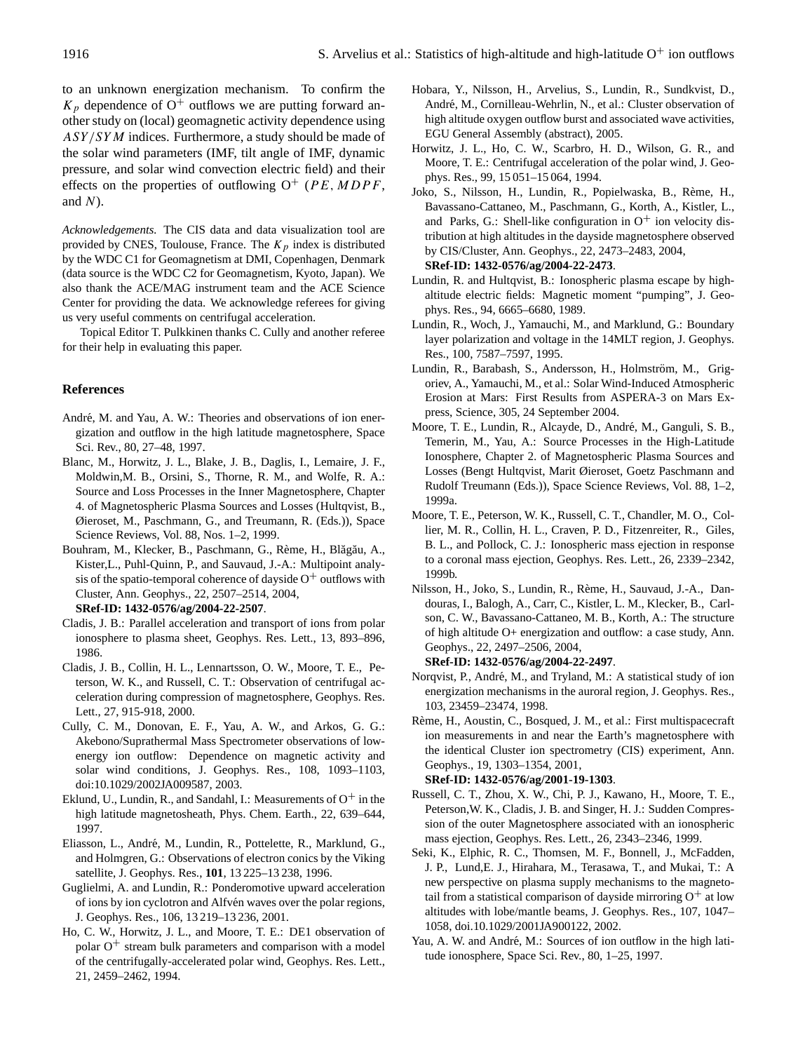to an unknown energization mechanism. To confirm the $K_p$ dependence of $O^+$ outflows we are putting forward another study on (local) geomagnetic activity dependence using $ASY/SYM$ indices. Furthermore, a study should be made of the solar wind parameters (IMF, tilt angle of IMF, dynamic pressure, and solar wind convection electric field) and their effects on the properties of outflowing $O^+$ ($PE$, $MDPF$, and $N$).

*Acknowledgements.* The CIS data and data visualization tool are provided by CNES, Toulouse, France. The $K_p$ index is distributed by the WDC C1 for Geomagnetism at DMI, Copenhagen, Denmark (data source is the WDC C2 for Geomagnetism, Kyoto, Japan). We also thank the ACE/MAG instrument team and the ACE Science Center for providing the data. We acknowledge referees for giving us very useful comments on centrifugal acceleration.

Topical Editor T. Pulkkinen thanks C. Cully and another referee for their help in evaluating this paper.

## References

André, M. and Yau, A. W.: Theories and observations of ion energization and outflow in the high latitude magnetosphere, Space Sci. Rev., 80, 27–48, 1997.

Blanc, M., Horwitz, J. L., Blake, J. B., Daglis, I., Lemaire, J. F., Moldwin,M. B., Orsini, S., Thorne, R. M., and Wolfe, R. A.: Source and Loss Processes in the Inner Magnetosphere, Chapter 4. of Magnetospheric Plasma Sources and Losses (Hultqvist, B., Øieroset, M., Paschmann, G., and Treumann, R. (Eds.)), Space Science Reviews, Vol. 88, Nos. 1–2, 1999.

Bouhram, M., Klecker, B., Paschmann, G., Rème, H., Blăgău, A., Kister,L., Puhl-Quinn, P., and Sauvaud, J.-A.: Multipoint analysis of the spatio-temporal coherence of dayside $O^+$ outflows with Cluster, Ann. Geophys., 22, 2507–2514, 2004, **SRef-ID: 1432-0576/ag/2004-22-2507**.

Cladis, J. B.: Parallel acceleration and transport of ions from polar ionosphere to plasma sheet, Geophys. Res. Lett., 13, 893–896, 1986.

Cladis, J. B., Collin, H. L., Lennartsson, O. W., Moore, T. E., Peterson, W. K., and Russell, C. T.: Observation of centrifugal acceleration during compression of magnetosphere, Geophys. Res. Lett., 27, 915-918, 2000.

Cully, C. M., Donovan, E. F., Yau, A. W., and Arkos, G. G.: Akebono/Suprathermal Mass Spectrometer observations of low-energy ion outflow: Dependence on magnetic activity and solar wind conditions, J. Geophys. Res., 108, 1093–1103, doi:10.1029/2002JA009587, 2003.

Eklund, U., Lundin, R., and Sandahl, I.: Measurements of $O^+$ in the high latitude magnetosheath, Phys. Chem. Earth., 22, 639–644, 1997.

Eliasson, L., André, M., Lundin, R., Pottelette, R., Marklund, G., and Holmgren, G.: Observations of electron conics by the Viking satellite, J. Geophys. Res., **101**, 13 225–13 238, 1996.

Guglielmi, A. and Lundin, R.: Ponderomotive upward acceleration of ions by ion cyclotron and Alfvén waves over the polar regions, J. Geophys. Res., 106, 13 219–13 236, 2001.

Ho, C. W., Horwitz, J. L., and Moore, T. E.: DE1 observation of polar $O^+$ stream bulk parameters and comparison with a model of the centrifugally-accelerated polar wind, Geophys. Res. Lett., 21, 2459–2462, 1994.

Hobara, Y., Nilsson, H., Arvelius, S., Lundin, R., Sundkvist, D., André, M., Cornilleau-Wehrlin, N., et al.: Cluster observation of high altitude oxygen outflow burst and associated wave activities, EGU General Assembly (abstract), 2005.

Horwitz, J. L., Ho, C. W., Scarbro, H. D., Wilson, G. R., and Moore, T. E.: Centrifugal acceleration of the polar wind, J. Geophys. Res., 99, 15 051–15 064, 1994.

Joko, S., Nilsson, H., Lundin, R., Popielwaska, B., Rème, H., Bavassano-Cattaneo, M., Paschmann, G., Korth, A., Kistler, L., and Parks, G.: Shell-like configuration in $O^+$ ion velocity distribution at high altitudes in the dayside magnetosphere observed by CIS/Cluster, Ann. Geophys., 22, 2473–2483, 2004, **SRef-ID: 1432-0576/ag/2004-22-2473**.

Lundin, R. and Hultqvist, B.: Ionospheric plasma escape by high-altitude electric fields: Magnetic moment "pumping", J. Geophys. Res., 94, 6665–6680, 1989.

Lundin, R., Woch, J., Yamauchi, M., and Marklund, G.: Boundary layer polarization and voltage in the 14MLT region, J. Geophys. Res., 100, 7587–7597, 1995.

Lundin, R., Barabash, S., Andersson, H., Holmström, M., Grigoriev, A., Yamauchi, M., et al.: Solar Wind-Induced Atmospheric Erosion at Mars: First Results from ASPERA-3 on Mars Express, Science, 305, 24 September 2004.

Moore, T. E., Lundin, R., Alcayde, D., André, M., Ganguli, S. B., Temerin, M., Yau, A.: Source Processes in the High-Latitude Ionosphere, Chapter 2. of Magnetospheric Plasma Sources and Losses (Bengt Hultqvist, Marit Øieroset, Goetz Paschmann and Rudolf Treumann (Eds.)), Space Science Reviews, Vol. 88, 1–2, 1999a.

Moore, T. E., Peterson, W. K., Russell, C. T., Chandler, M. O., Collier, M. R., Collin, H. L., Craven, P. D., Fitzenreiter, R., Giles, B. L., and Pollock, C. J.: Ionospheric mass ejection in response to a coronal mass ejection, Geophys. Res. Lett., 26, 2339–2342, 1999b.

Nilsson, H., Joko, S., Lundin, R., Rème, H., Sauvaud, J.-A., Dandouras, I., Balogh, A., Carr, C., Kistler, L. M., Klecker, B., Carlson, C. W., Bavassano-Cattaneo, M. B., Korth, A.: The structure of high altitude O+ energization and outflow: a case study, Ann. Geophys., 22, 2497–2506, 2004, **SRef-ID: 1432-0576/ag/2004-22-2497**.

Norqvist, P., André, M., and Tryland, M.: A statistical study of ion energization mechanisms in the auroral region, J. Geophys. Res., 103, 23459–23474, 1998.

Rème, H., Aoustin, C., Bosqued, J. M., et al.: First multispacecraft ion measurements in and near the Earth's magnetosphere with the identical Cluster ion spectrometry (CIS) experiment, Ann. Geophys., 19, 1303–1354, 2001, **SRef-ID: 1432-0576/ag/2001-19-1303**.

Russell, C. T., Zhou, X. W., Chi, P. J., Kawano, H., Moore, T. E., Peterson,W. K., Cladis, J. B. and Singer, H. J.: Sudden Compression of the outer Magnetosphere associated with an ionospheric mass ejection, Geophys. Res. Lett., 26, 2343–2346, 1999.

Seki, K., Elphic, R. C., Thomsen, M. F., Bonnell, J., McFadden, J. P., Lund,E. J., Hirahara, M., Terasawa, T., and Mukai, T.: A new perspective on plasma supply mechanisms to the magnetotail from a statistical comparison of dayside mirroring $O^+$ at low altitudes with lobe/mantle beams, J. Geophys. Res., 107, 1047–1058, doi.10.1029/2001JA900122, 2002.

Yau, A. W. and André, M.: Sources of ion outflow in the high latitude ionosphere, Space Sci. Rev., 80, 1–25, 1997.